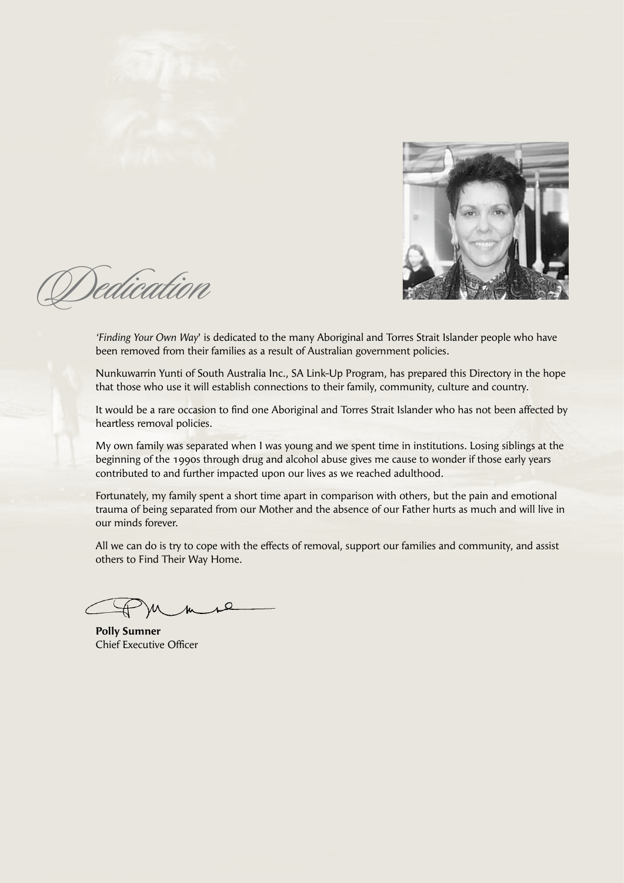# Dedication

*'Finding Your Own Way'* is dedicated to the many Aboriginal and Torres Strait Islander people who have been removed from their families as a result of Australian government policies.

Nunkuwarrin Yunti of South Australia Inc., SA Link-Up Program, has prepared this Directory in the hope that those who use it will establish connections to their family, community, culture and country.

It would be a rare occasion to find one Aboriginal and Torres Strait Islander who has not been affected by heartless removal policies.

My own family was separated when I was young and we spent time in institutions. Losing siblings at the beginning of the 1990s through drug and alcohol abuse gives me cause to wonder if those early years contributed to and further impacted upon our lives as we reached adulthood.

Fortunately, my family spent a short time apart in comparison with others, but the pain and emotional trauma of being separated from our Mother and the absence of our Father hurts as much and will live in our minds forever.

All we can do is try to cope with the effects of removal, support our families and community, and assist others to Find Their Way Home.

**Polly Sumner**
Chief Executive Officer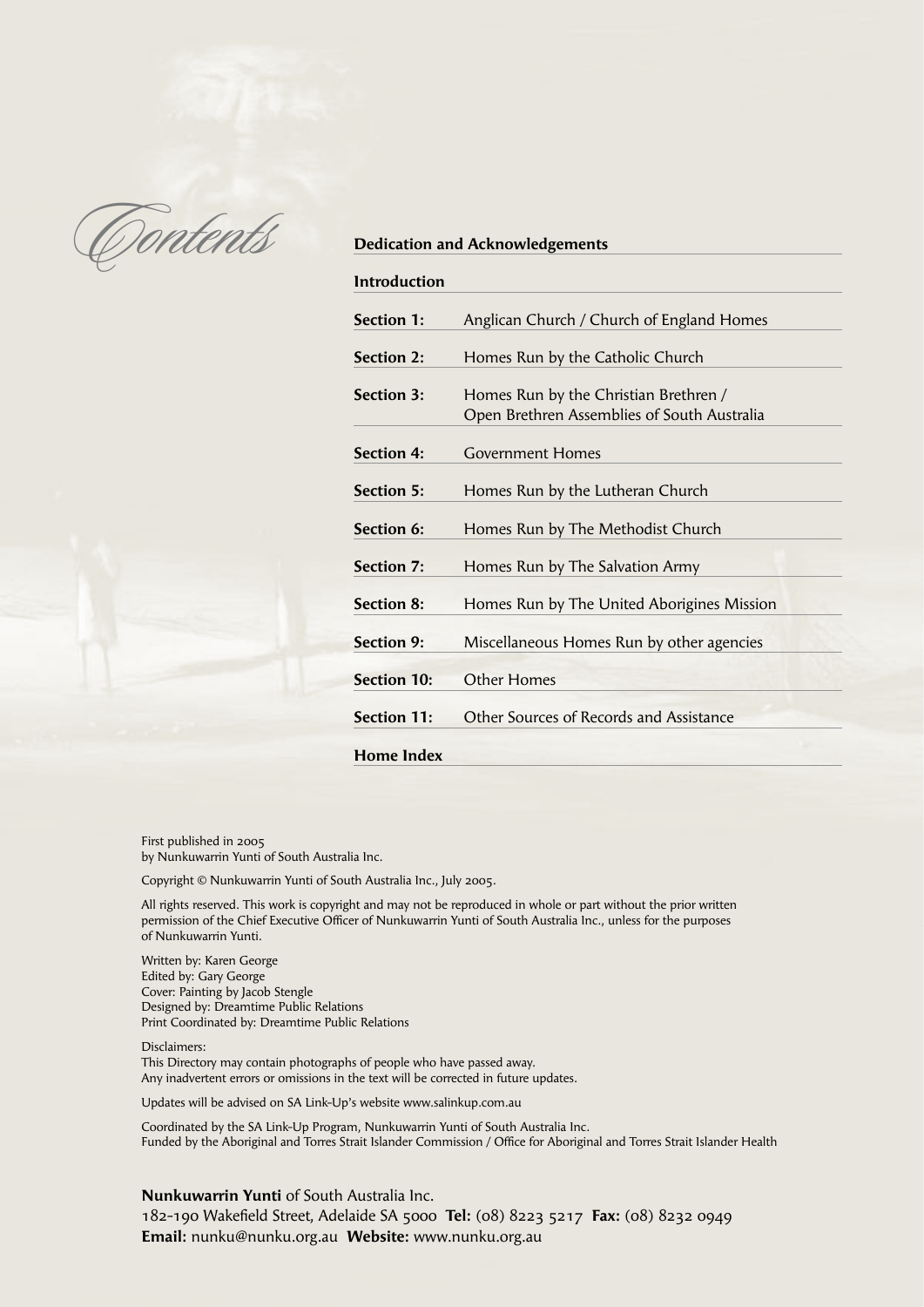# Contents

**Dedication and Acknowledgements**

**Introduction**

| | |
|---|---|
| **Section 1:** | Anglican Church / Church of England Homes |
| **Section 2:** | Homes Run by the Catholic Church |
| **Section 3:** | Homes Run by the Christian Brethren / Open Brethren Assemblies of South Australia |
| **Section 4:** | Government Homes |
| **Section 5:** | Homes Run by the Lutheran Church |
| **Section 6:** | Homes Run by The Methodist Church |
| **Section 7:** | Homes Run by The Salvation Army |
| **Section 8:** | Homes Run by The United Aborigines Mission |
| **Section 9:** | Miscellaneous Homes Run by other agencies |
| **Section 10:** | Other Homes |
| **Section 11:** | Other Sources of Records and Assistance |

**Home Index**

First published in 2005
by Nunkuwarrin Yunti of South Australia Inc.

Copyright © Nunkuwarrin Yunti of South Australia Inc., July 2005.

All rights reserved. This work is copyright and may not be reproduced in whole or part without the prior written permission of the Chief Executive Officer of Nunkuwarrin Yunti of South Australia Inc., unless for the purposes of Nunkuwarrin Yunti.

Written by: Karen George
Edited by: Gary George
Cover: Painting by Jacob Stengle
Designed by: Dreamtime Public Relations
Print Coordinated by: Dreamtime Public Relations

Disclaimers:
This Directory may contain photographs of people who have passed away.
Any inadvertent errors or omissions in the text will be corrected in future updates.

Updates will be advised on SA Link-Up's website www.salinkup.com.au

Coordinated by the SA Link-Up Program, Nunkuwarrin Yunti of South Australia Inc.
Funded by the Aboriginal and Torres Strait Islander Commission / Office for Aboriginal and Torres Strait Islander Health

**Nunkuwarrin Yunti** of South Australia Inc.
182-190 Wakefield Street, Adelaide SA 5000 **Tel:** (08) 8223 5217 **Fax:** (08) 8232 0949
**Email:** nunku@nunku.org.au **Website:** www.nunku.org.au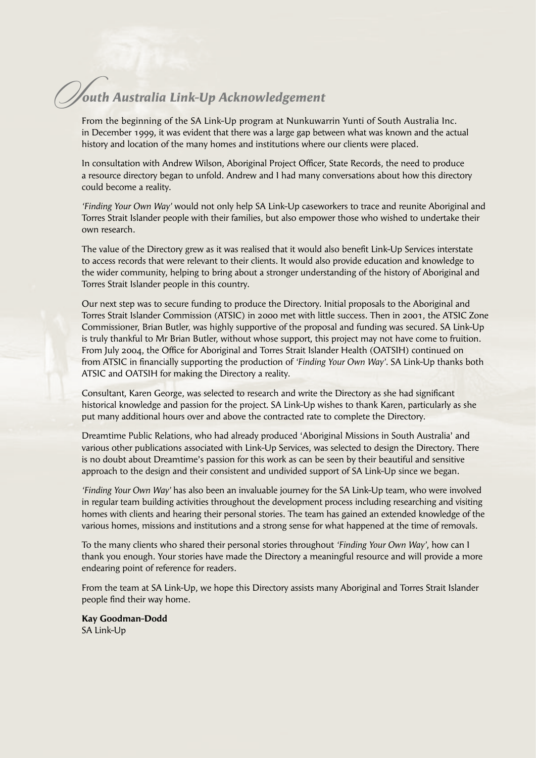# South Australia Link-Up Acknowledgement

From the beginning of the SA Link-Up program at Nunkuwarrin Yunti of South Australia Inc. in December 1999, it was evident that there was a large gap between what was known and the actual history and location of the many homes and institutions where our clients were placed.

In consultation with Andrew Wilson, Aboriginal Project Officer, State Records, the need to produce a resource directory began to unfold. Andrew and I had many conversations about how this directory could become a reality.

*'Finding Your Own Way'* would not only help SA Link-Up caseworkers to trace and reunite Aboriginal and Torres Strait Islander people with their families, but also empower those who wished to undertake their own research.

The value of the Directory grew as it was realised that it would also benefit Link-Up Services interstate to access records that were relevant to their clients. It would also provide education and knowledge to the wider community, helping to bring about a stronger understanding of the history of Aboriginal and Torres Strait Islander people in this country.

Our next step was to secure funding to produce the Directory. Initial proposals to the Aboriginal and Torres Strait Islander Commission (ATSIC) in 2000 met with little success. Then in 2001, the ATSIC Zone Commissioner, Brian Butler, was highly supportive of the proposal and funding was secured. SA Link-Up is truly thankful to Mr Brian Butler, without whose support, this project may not have come to fruition. From July 2004, the Office for Aboriginal and Torres Strait Islander Health (OATSIH) continued on from ATSIC in financially supporting the production of *'Finding Your Own Way'*. SA Link-Up thanks both ATSIC and OATSIH for making the Directory a reality.

Consultant, Karen George, was selected to research and write the Directory as she had significant historical knowledge and passion for the project. SA Link-Up wishes to thank Karen, particularly as she put many additional hours over and above the contracted rate to complete the Directory.

Dreamtime Public Relations, who had already produced 'Aboriginal Missions in South Australia' and various other publications associated with Link-Up Services, was selected to design the Directory. There is no doubt about Dreamtime's passion for this work as can be seen by their beautiful and sensitive approach to the design and their consistent and undivided support of SA Link-Up since we began.

*'Finding Your Own Way'* has also been an invaluable journey for the SA Link-Up team, who were involved in regular team building activities throughout the development process including researching and visiting homes with clients and hearing their personal stories. The team has gained an extended knowledge of the various homes, missions and institutions and a strong sense for what happened at the time of removals.

To the many clients who shared their personal stories throughout *'Finding Your Own Way'*, how can I thank you enough. Your stories have made the Directory a meaningful resource and will provide a more endearing point of reference for readers.

From the team at SA Link-Up, we hope this Directory assists many Aboriginal and Torres Strait Islander people find their way home.

**Kay Goodman-Dodd**
SA Link-Up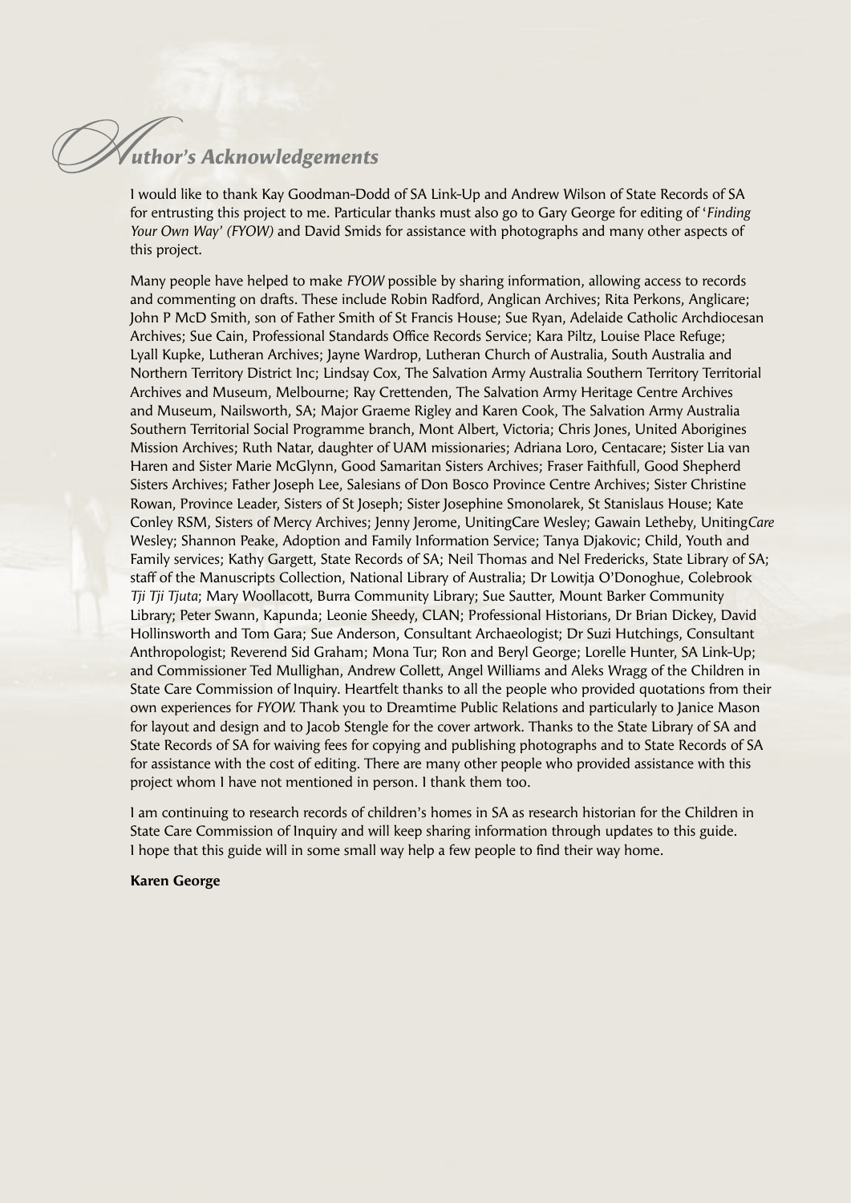# Author's Acknowledgements

I would like to thank Kay Goodman-Dodd of SA Link-Up and Andrew Wilson of State Records of SA for entrusting this project to me. Particular thanks must also go to Gary George for editing of '*Finding Your Own Way' (FYOW)* and David Smids for assistance with photographs and many other aspects of this project.

Many people have helped to make *FYOW* possible by sharing information, allowing access to records and commenting on drafts. These include Robin Radford, Anglican Archives; Rita Perkons, Anglicare; John P McD Smith, son of Father Smith of St Francis House; Sue Ryan, Adelaide Catholic Archdiocesan Archives; Sue Cain, Professional Standards Office Records Service; Kara Piltz, Louise Place Refuge; Lyall Kupke, Lutheran Archives; Jayne Wardrop, Lutheran Church of Australia, South Australia and Northern Territory District Inc; Lindsay Cox, The Salvation Army Australia Southern Territory Territorial Archives and Museum, Melbourne; Ray Crettenden, The Salvation Army Heritage Centre Archives and Museum, Nailsworth, SA; Major Graeme Rigley and Karen Cook, The Salvation Army Australia Southern Territorial Social Programme branch, Mont Albert, Victoria; Chris Jones, United Aborigines Mission Archives; Ruth Natar, daughter of UAM missionaries; Adriana Loro, Centacare; Sister Lia van Haren and Sister Marie McGlynn, Good Samaritan Sisters Archives; Fraser Faithfull, Good Shepherd Sisters Archives; Father Joseph Lee, Salesians of Don Bosco Province Centre Archives; Sister Christine Rowan, Province Leader, Sisters of St Joseph; Sister Josephine Smonolarek, St Stanislaus House; Kate Conley RSM, Sisters of Mercy Archives; Jenny Jerome, UnitingCare Wesley; Gawain Letheby, Uniting*Care* Wesley; Shannon Peake, Adoption and Family Information Service; Tanya Djakovic; Child, Youth and Family services; Kathy Gargett, State Records of SA; Neil Thomas and Nel Fredericks, State Library of SA; staff of the Manuscripts Collection, National Library of Australia; Dr Lowitja O'Donoghue, Colebrook *Tji Tji Tjuta*; Mary Woollacott, Burra Community Library; Sue Sautter, Mount Barker Community Library; Peter Swann, Kapunda; Leonie Sheedy, CLAN; Professional Historians, Dr Brian Dickey, David Hollinsworth and Tom Gara; Sue Anderson, Consultant Archaeologist; Dr Suzi Hutchings, Consultant Anthropologist; Reverend Sid Graham; Mona Tur; Ron and Beryl George; Lorelle Hunter, SA Link-Up; and Commissioner Ted Mullighan, Andrew Collett, Angel Williams and Aleks Wragg of the Children in State Care Commission of Inquiry. Heartfelt thanks to all the people who provided quotations from their own experiences for *FYOW.* Thank you to Dreamtime Public Relations and particularly to Janice Mason for layout and design and to Jacob Stengle for the cover artwork. Thanks to the State Library of SA and State Records of SA for waiving fees for copying and publishing photographs and to State Records of SA for assistance with the cost of editing. There are many other people who provided assistance with this project whom I have not mentioned in person. I thank them too.

I am continuing to research records of children's homes in SA as research historian for the Children in State Care Commission of Inquiry and will keep sharing information through updates to this guide. I hope that this guide will in some small way help a few people to find their way home.

**Karen George**